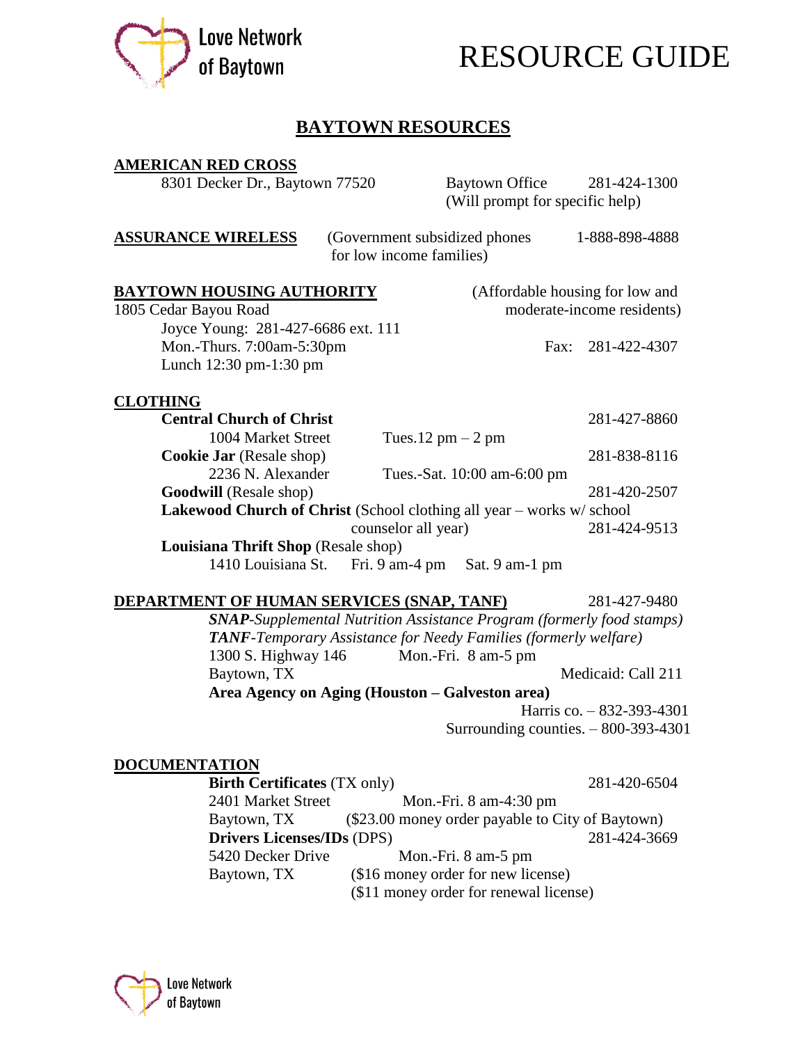Love Network of Baytown

# RESOURCE GUIDE

## BAYTOWN RESOURCES

**AMERICAN RED CROSS**

8301 Decker Dr., Baytown 77520 — Baytown Office 281-424-1300
(Will prompt for specific help)

**ASSURANCE WIRELESS** (Government subsidized phones for low income families) 1-888-898-4888

**BAYTOWN HOUSING AUTHORITY** (Affordable housing for low and moderate-income residents)

1805 Cedar Bayou Road
Joyce Young: 281-427-6686 ext. 111
Mon.-Thurs. 7:00am-5:30pm — Fax: 281-422-4307
Lunch 12:30 pm-1:30 pm

**CLOTHING**

- **Central Church of Christ** — 281-427-8860
  1004 Market Street — Tues.12 pm – 2 pm
- **Cookie Jar** (Resale shop) — 281-838-8116
  2236 N. Alexander — Tues.-Sat. 10:00 am-6:00 pm
- **Goodwill** (Resale shop) — 281-420-2507
- **Lakewood Church of Christ** (School clothing all year – works w/ school counselor all year) — 281-424-9513
- **Louisiana Thrift Shop** (Resale shop)
  1410 Louisiana St. — Fri. 9 am-4 pm — Sat. 9 am-1 pm

**DEPARTMENT OF HUMAN SERVICES (SNAP, TANF)** 281-427-9480

***SNAP****-Supplemental Nutrition Assistance Program (formerly food stamps)*
***TANF****-Temporary Assistance for Needy Families (formerly welfare)*
1300 S. Highway 146 — Mon.-Fri. 8 am-5 pm
Baytown, TX — Medicaid: Call 211

**Area Agency on Aging (Houston – Galveston area)**
Harris co. – 832-393-4301
Surrounding counties. – 800-393-4301

**DOCUMENTATION**

**Birth Certificates** (TX only) — 281-420-6504
2401 Market Street — Mon.-Fri. 8 am-4:30 pm
Baytown, TX — ($23.00 money order payable to City of Baytown)

**Drivers Licenses/IDs** (DPS) — 281-424-3669
5420 Decker Drive — Mon.-Fri. 8 am-5 pm
Baytown, TX — ($16 money order for new license)
($11 money order for renewal license)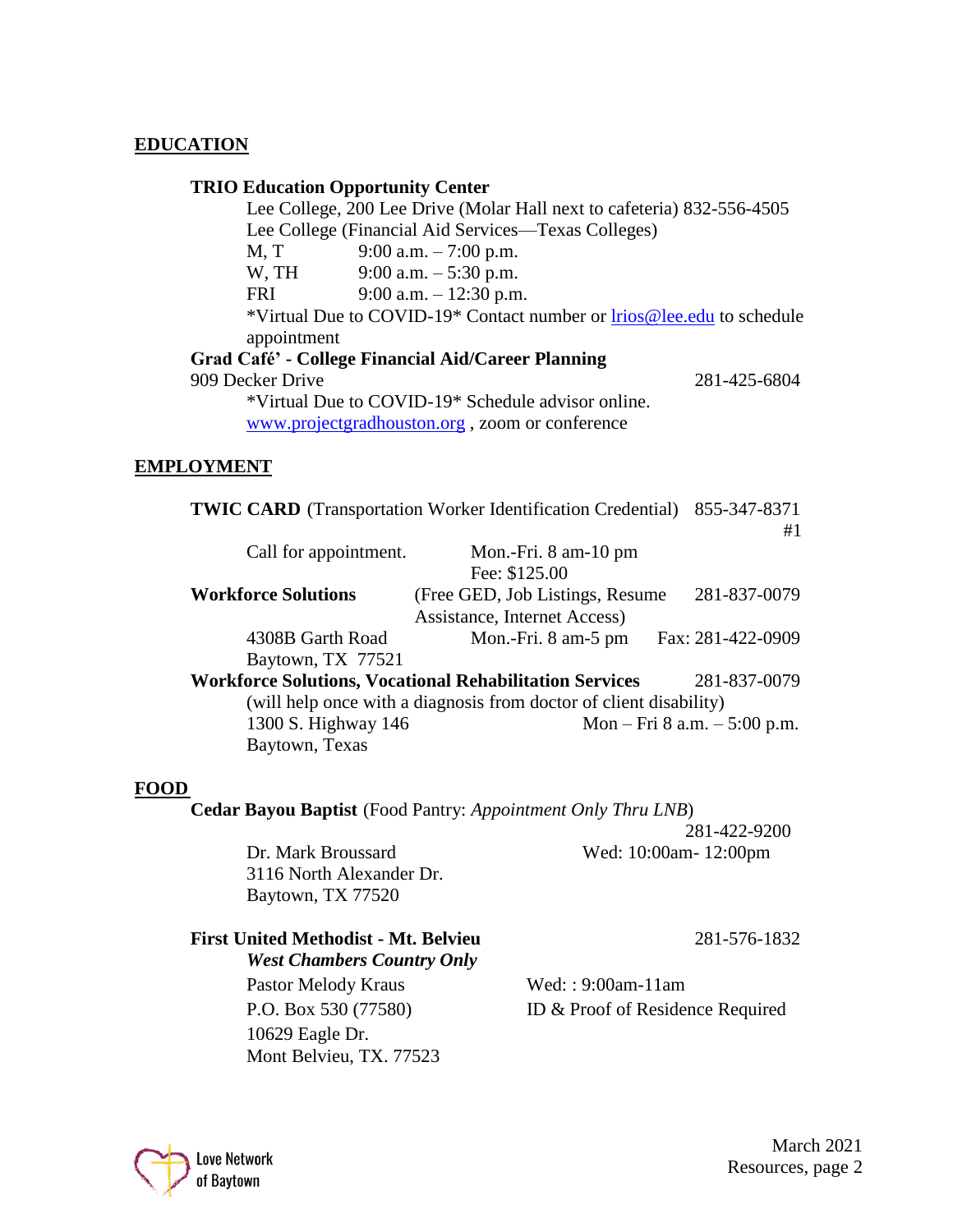## EDUCATION

**TRIO Education Opportunity Center**

Lee College, 200 Lee Drive (Molar Hall next to cafeteria) 832-556-4505
Lee College (Financial Aid Services—Texas Colleges)

M, T 9:00 a.m. – 7:00 p.m.
W, TH 9:00 a.m. – 5:30 p.m.
FRI 9:00 a.m. – 12:30 p.m.

*Virtual Due to COVID-19* Contact number or lrios@lee.edu to schedule appointment

**Grad Café' - College Financial Aid/Career Planning**

909 Decker Drive 281-425-6804

*Virtual Due to COVID-19* Schedule advisor online.
www.projectgradhouston.org , zoom or conference

## EMPLOYMENT

**TWIC CARD** (Transportation Worker Identification Credential) 855-347-8371 #1

Call for appointment. Mon.-Fri. 8 am-10 pm
Fee: $125.00

**Workforce Solutions** (Free GED, Job Listings, Resume Assistance, Internet Access) 281-837-0079

4308B Garth Road Mon.-Fri. 8 am-5 pm Fax: 281-422-0909
Baytown, TX 77521

**Workforce Solutions, Vocational Rehabilitation Services** 281-837-0079

(will help once with a diagnosis from doctor of client disability)
1300 S. Highway 146 Mon – Fri 8 a.m. – 5:00 p.m.
Baytown, Texas

## FOOD

**Cedar Bayou Baptist** (Food Pantry: *Appointment Only Thru LNB*) 281-422-9200

Dr. Mark Broussard Wed: 10:00am- 12:00pm
3116 North Alexander Dr.
Baytown, TX 77520

**First United Methodist - Mt. Belvieu** 281-576-1832

***West Chambers Country Only***

Pastor Melody Kraus Wed: : 9:00am-11am
P.O. Box 530 (77580) ID & Proof of Residence Required
10629 Eagle Dr.
Mont Belvieu, TX. 77523

Love Network of Baytown

March 2021
Resources, page 2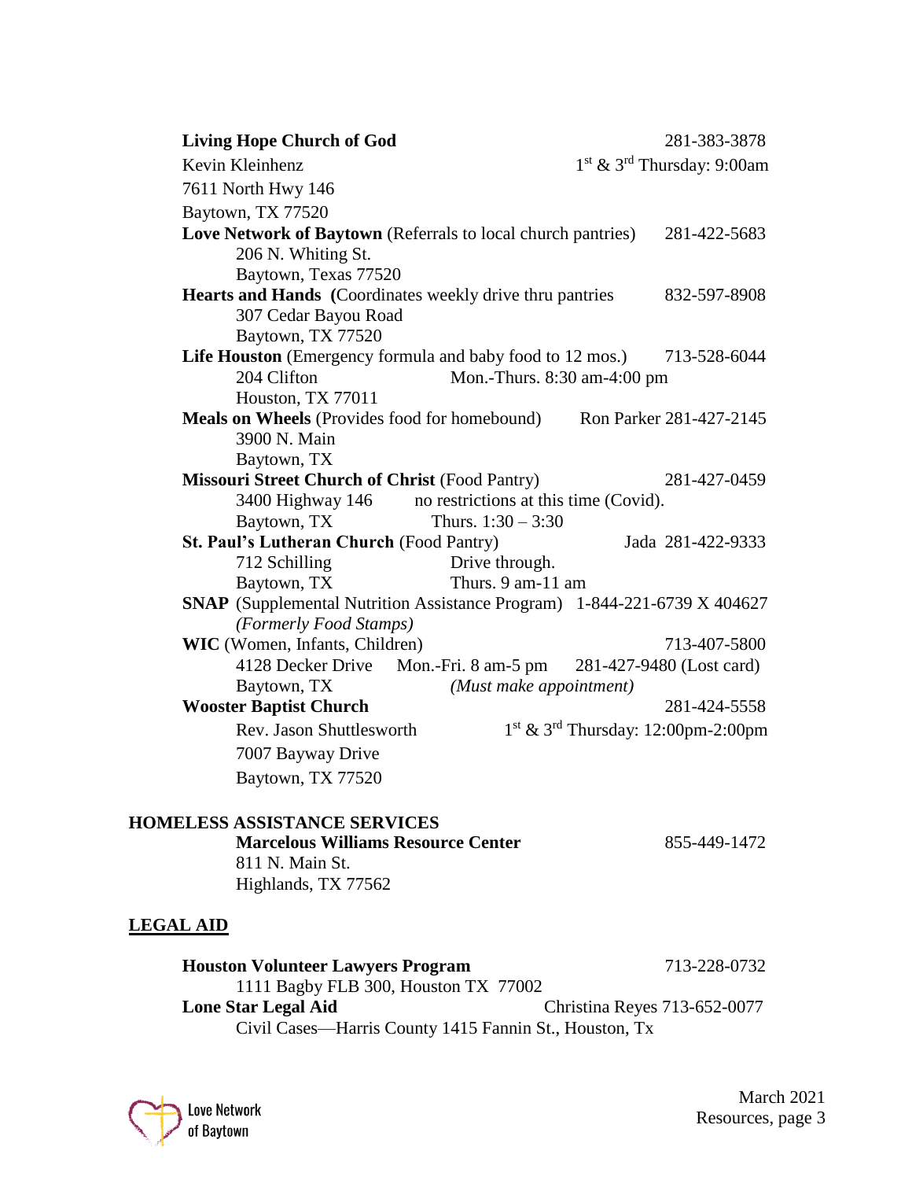**Living Hope Church of God** 281-383-3878
Kevin Kleinhenz 1st & 3rd Thursday: 9:00am
7611 North Hwy 146
Baytown, TX 77520

**Love Network of Baytown** (Referrals to local church pantries) 281-422-5683
206 N. Whiting St.
Baytown, Texas 77520

**Hearts and Hands (**Coordinates weekly drive thru pantries 832-597-8908
307 Cedar Bayou Road
Baytown, TX 77520

**Life Houston** (Emergency formula and baby food to 12 mos.) 713-528-6044
204 Clifton Mon.-Thurs. 8:30 am-4:00 pm
Houston, TX 77011

**Meals on Wheels** (Provides food for homebound) Ron Parker 281-427-2145
3900 N. Main
Baytown, TX

**Missouri Street Church of Christ** (Food Pantry) 281-427-0459
3400 Highway 146 no restrictions at this time (Covid).
Baytown, TX Thurs. 1:30 – 3:30

**St. Paul's Lutheran Church** (Food Pantry) Jada 281-422-9333
712 Schilling Drive through.
Baytown, TX Thurs. 9 am-11 am

**SNAP** (Supplemental Nutrition Assistance Program) 1-844-221-6739 X 404627
*(Formerly Food Stamps)*

**WIC** (Women, Infants, Children) 713-407-5800
4128 Decker Drive Mon.-Fri. 8 am-5 pm 281-427-9480 (Lost card)
Baytown, TX *(Must make appointment)*

**Wooster Baptist Church** 281-424-5558
Rev. Jason Shuttlesworth 1st & 3rd Thursday: 12:00pm-2:00pm
7007 Bayway Drive
Baytown, TX 77520

## HOMELESS ASSISTANCE SERVICES

**Marcelous Williams Resource Center** 855-449-1472
811 N. Main St.
Highlands, TX 77562

## LEGAL AID

**Houston Volunteer Lawyers Program** 713-228-0732
1111 Bagby FLB 300, Houston TX 77002

**Lone Star Legal Aid** Christina Reyes 713-652-0077
Civil Cases—Harris County 1415 Fannin St., Houston, Tx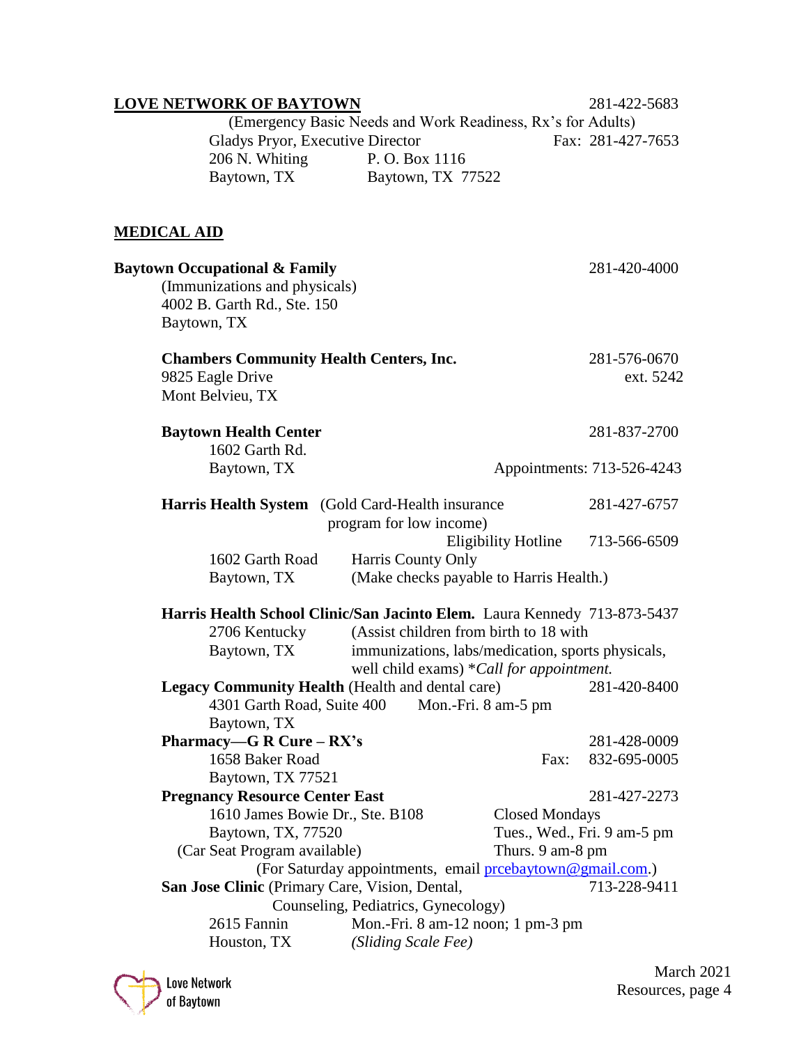**LOVE NETWORK OF BAYTOWN** 281-422-5683

(Emergency Basic Needs and Work Readiness, Rx's for Adults)
Gladys Pryor, Executive Director — Fax: 281-427-7653
206 N. Whiting, Baytown, TX
P. O. Box 1116, Baytown, TX 77522

## MEDICAL AID

**Baytown Occupational & Family** 281-420-4000
(Immunizations and physicals)
4002 B. Garth Rd., Ste. 150
Baytown, TX

**Chambers Community Health Centers, Inc.** 281-576-0670 ext. 5242
9825 Eagle Drive
Mont Belvieu, TX

**Baytown Health Center** 281-837-2700
1602 Garth Rd.
Baytown, TX
Appointments: 713-526-4243

**Harris Health System** (Gold Card-Health insurance program for low income) 281-427-6757
Eligibility Hotline 713-566-6509
1602 Garth Road, Baytown, TX
Harris County Only
(Make checks payable to Harris Health.)

**Harris Health School Clinic/San Jacinto Elem.** Laura Kennedy 713-873-5437
2706 Kentucky, Baytown, TX
(Assist children from birth to 18 with immunizations, labs/medication, sports physicals, well child exams) **Call for appointment.*

**Legacy Community Health** (Health and dental care) 281-420-8400
4301 Garth Road, Suite 400, Baytown, TX
Mon.-Fri. 8 am-5 pm

**Pharmacy—G R Cure – RX's** 281-428-0009
1658 Baker Road
Baytown, TX 77521
Fax: 832-695-0005

**Pregnancy Resource Center East** 281-427-2273
1610 James Bowie Dr., Ste. B108
Baytown, TX, 77520
(Car Seat Program available)
Closed Mondays
Tues., Wed., Fri. 9 am-5 pm
Thurs. 9 am-8 pm
(For Saturday appointments, email prcebaytown@gmail.com.)

**San Jose Clinic** (Primary Care, Vision, Dental, Counseling, Pediatrics, Gynecology) 713-228-9411
2615 Fannin, Houston, TX
Mon.-Fri. 8 am-12 noon; 1 pm-3 pm
*(Sliding Scale Fee)*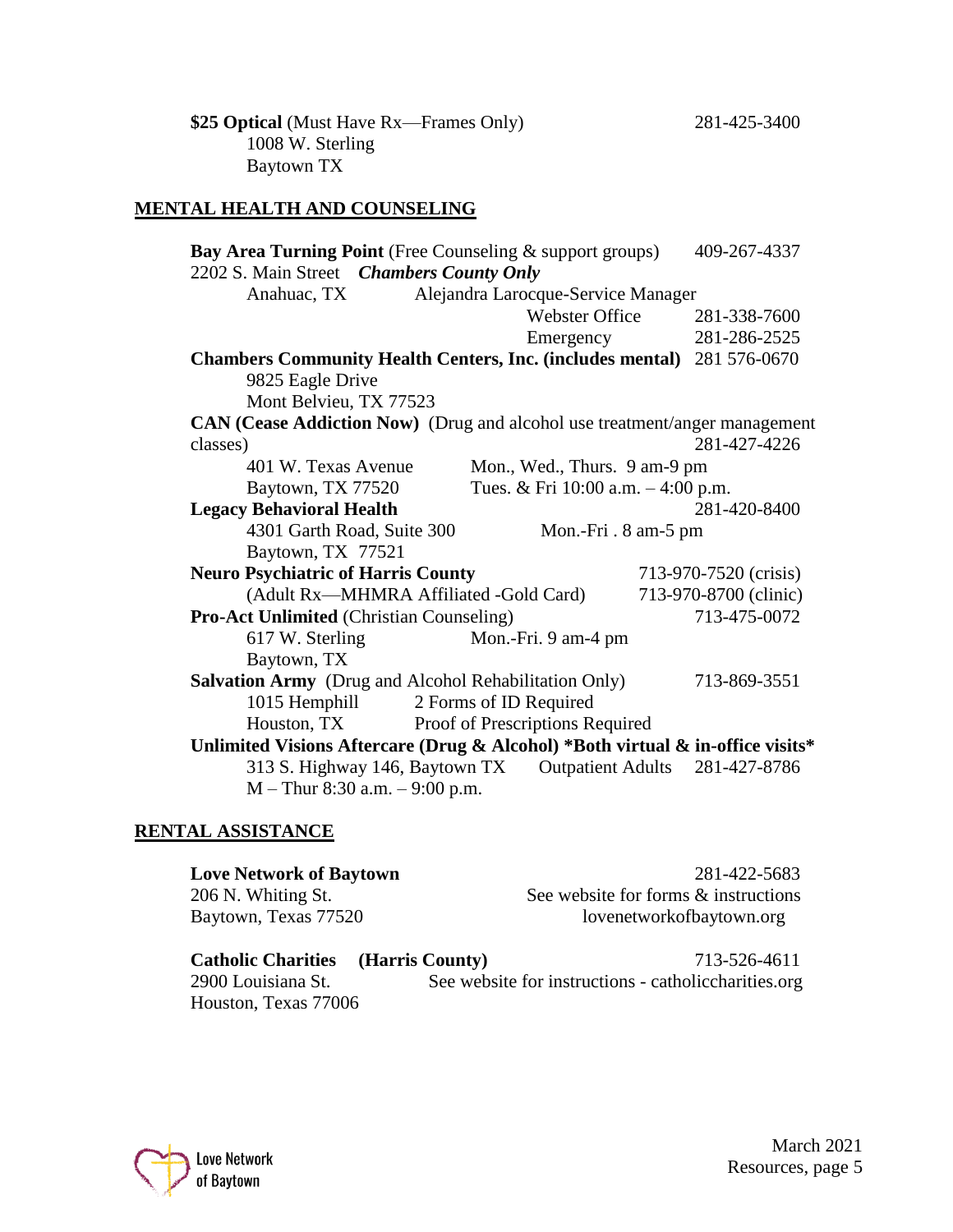**$25 Optical** (Must Have Rx—Frames Only) 281-425-3400
1008 W. Sterling
Baytown TX

## MENTAL HEALTH AND COUNSELING

**Bay Area Turning Point** (Free Counseling & support groups) 409-267-4337
2202 S. Main Street ***Chambers County Only***
Anahuac, TX Alejandra Larocque-Service Manager
Webster Office 281-338-7600
Emergency 281-286-2525

**Chambers Community Health Centers, Inc. (includes mental)** 281 576-0670
9825 Eagle Drive
Mont Belvieu, TX 77523

**CAN (Cease Addiction Now)** (Drug and alcohol use treatment/anger management classes) 281-427-4226
401 W. Texas Avenue Mon., Wed., Thurs. 9 am-9 pm
Baytown, TX 77520 Tues. & Fri 10:00 a.m. – 4:00 p.m.

**Legacy Behavioral Health** 281-420-8400
4301 Garth Road, Suite 300 Mon.-Fri . 8 am-5 pm
Baytown, TX 77521

**Neuro Psychiatric of Harris County** 713-970-7520 (crisis)
(Adult Rx—MHMRA Affiliated -Gold Card) 713-970-8700 (clinic)

**Pro-Act Unlimited** (Christian Counseling) 713-475-0072
617 W. Sterling Mon.-Fri. 9 am-4 pm
Baytown, TX

**Salvation Army** (Drug and Alcohol Rehabilitation Only) 713-869-3551
1015 Hemphill 2 Forms of ID Required
Houston, TX Proof of Prescriptions Required

**Unlimited Visions Aftercare (Drug & Alcohol) *Both virtual & in-office visits***
313 S. Highway 146, Baytown TX Outpatient Adults 281-427-8786
M – Thur 8:30 a.m. – 9:00 p.m.

## RENTAL ASSISTANCE

**Love Network of Baytown** 281-422-5683
206 N. Whiting St. See website for forms & instructions
Baytown, Texas 77520 lovenetworkofbaytown.org

**Catholic Charities (Harris County)** 713-526-4611
2900 Louisiana St. See website for instructions - catholiccharities.org
Houston, Texas 77006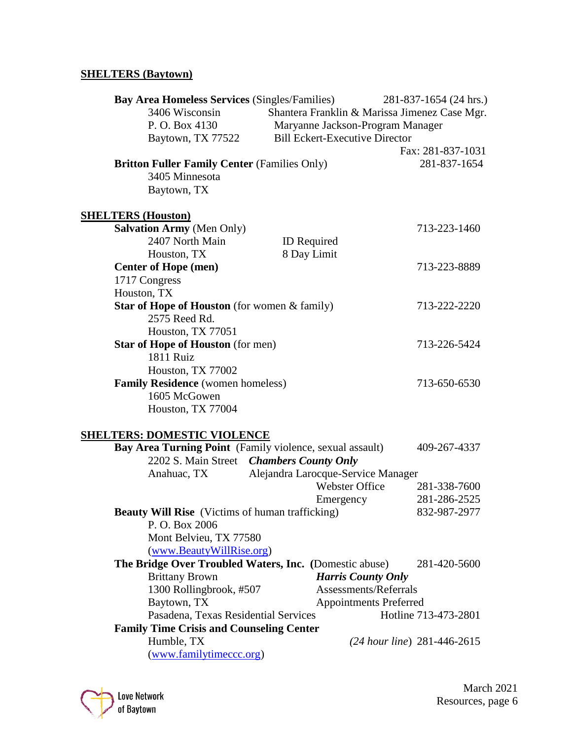## SHELTERS (Baytown)

**Bay Area Homeless Services** (Singles/Families) 281-837-1654 (24 hrs.)
3406 Wisconsin
P. O. Box 4130
Baytown, TX 77522
Shantera Franklin & Marissa Jimenez Case Mgr.
Maryanne Jackson-Program Manager
Bill Eckert-Executive Director
Fax: 281-837-1031

**Britton Fuller Family Center** (Families Only) 281-837-1654
3405 Minnesota
Baytown, TX

## SHELTERS (Houston)

**Salvation Army** (Men Only) 713-223-1460
2407 North Main
Houston, TX
ID Required
8 Day Limit

**Center of Hope (men)** 713-223-8889
1717 Congress
Houston, TX

**Star of Hope of Houston** (for women & family) 713-222-2220
2575 Reed Rd.
Houston, TX 77051

**Star of Hope of Houston** (for men) 713-226-5424
1811 Ruiz
Houston, TX 77002

**Family Residence** (women homeless) 713-650-6530
1605 McGowen
Houston, TX 77004

## SHELTERS: DOMESTIC VIOLENCE

**Bay Area Turning Point** (Family violence, sexual assault) 409-267-4337
2202 S. Main Street ***Chambers County Only***
Anahuac, TX Alejandra Larocque-Service Manager
Webster Office 281-338-7600
Emergency 281-286-2525

**Beauty Will Rise** (Victims of human trafficking) 832-987-2977
P. O. Box 2006
Mont Belvieu, TX 77580
([www.BeautyWillRise.org](http://www.BeautyWillRise.org))

**The Bridge Over Troubled Waters, Inc.** (Domestic abuse) 281-420-5600
Brittany Brown ***Harris County Only***
1300 Rollingbrook, #507 Assessments/Referrals
Baytown, TX Appointments Preferred
Pasadena, Texas Residential Services Hotline 713-473-2801

**Family Time Crisis and Counseling Center**
Humble, TX *(24 hour line)* 281-446-2615
([www.familytimeccc.org](http://www.familytimeccc.org))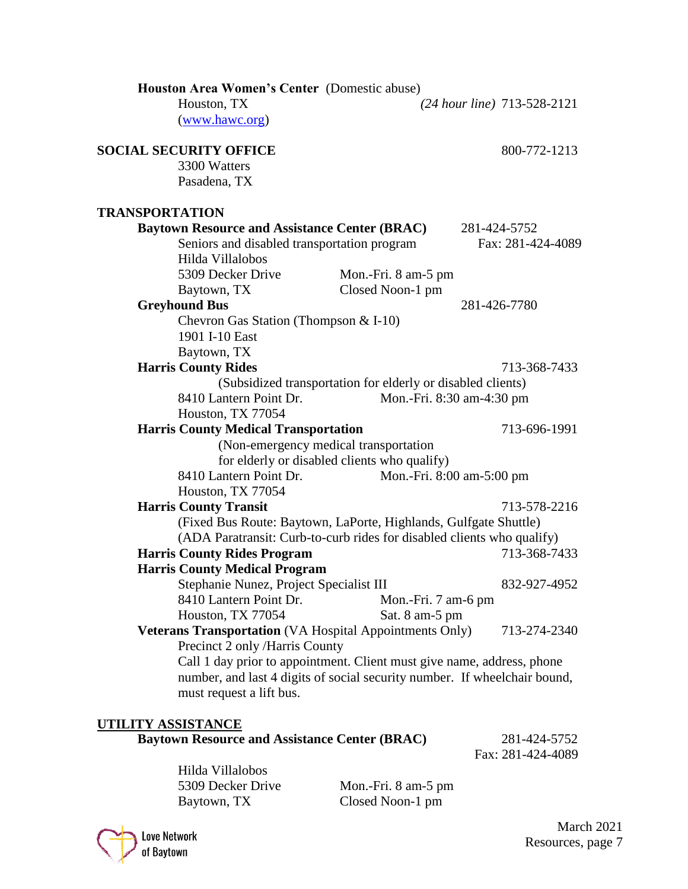**Houston Area Women's Center** (Domestic abuse)
Houston, TX — *(24 hour line)* 713-528-2121
([www.hawc.org](http://www.hawc.org))

## SOCIAL SECURITY OFFICE

800-772-1213
3300 Watters
Pasadena, TX

## TRANSPORTATION

**Baytown Resource and Assistance Center (BRAC)** — 281-424-5752
Seniors and disabled transportation program — Fax: 281-424-4089
Hilda Villalobos
5309 Decker Drive — Mon.-Fri. 8 am-5 pm
Baytown, TX — Closed Noon-1 pm

**Greyhound Bus** — 281-426-7780
Chevron Gas Station (Thompson & I-10)
1901 I-10 East
Baytown, TX

**Harris County Rides** — 713-368-7433
(Subsidized transportation for elderly or disabled clients)
8410 Lantern Point Dr. — Mon.-Fri. 8:30 am-4:30 pm
Houston, TX 77054

**Harris County Medical Transportation** — 713-696-1991
(Non-emergency medical transportation
for elderly or disabled clients who qualify)
8410 Lantern Point Dr. — Mon.-Fri. 8:00 am-5:00 pm
Houston, TX 77054

**Harris County Transit** — 713-578-2216
(Fixed Bus Route: Baytown, LaPorte, Highlands, Gulfgate Shuttle)
(ADA Paratransit: Curb-to-curb rides for disabled clients who qualify)

**Harris County Rides Program** — 713-368-7433

**Harris County Medical Program**
Stephanie Nunez, Project Specialist III — 832-927-4952
8410 Lantern Point Dr. — Mon.-Fri. 7 am-6 pm
Houston, TX 77054 — Sat. 8 am-5 pm

**Veterans Transportation** (VA Hospital Appointments Only) — 713-274-2340
Precinct 2 only /Harris County
Call 1 day prior to appointment. Client must give name, address, phone number, and last 4 digits of social security number. If wheelchair bound, must request a lift bus.

## UTILITY ASSISTANCE

**Baytown Resource and Assistance Center (BRAC)** — 281-424-5752
Fax: 281-424-4089

Hilda Villalobos
5309 Decker Drive — Mon.-Fri. 8 am-5 pm
Baytown, TX — Closed Noon-1 pm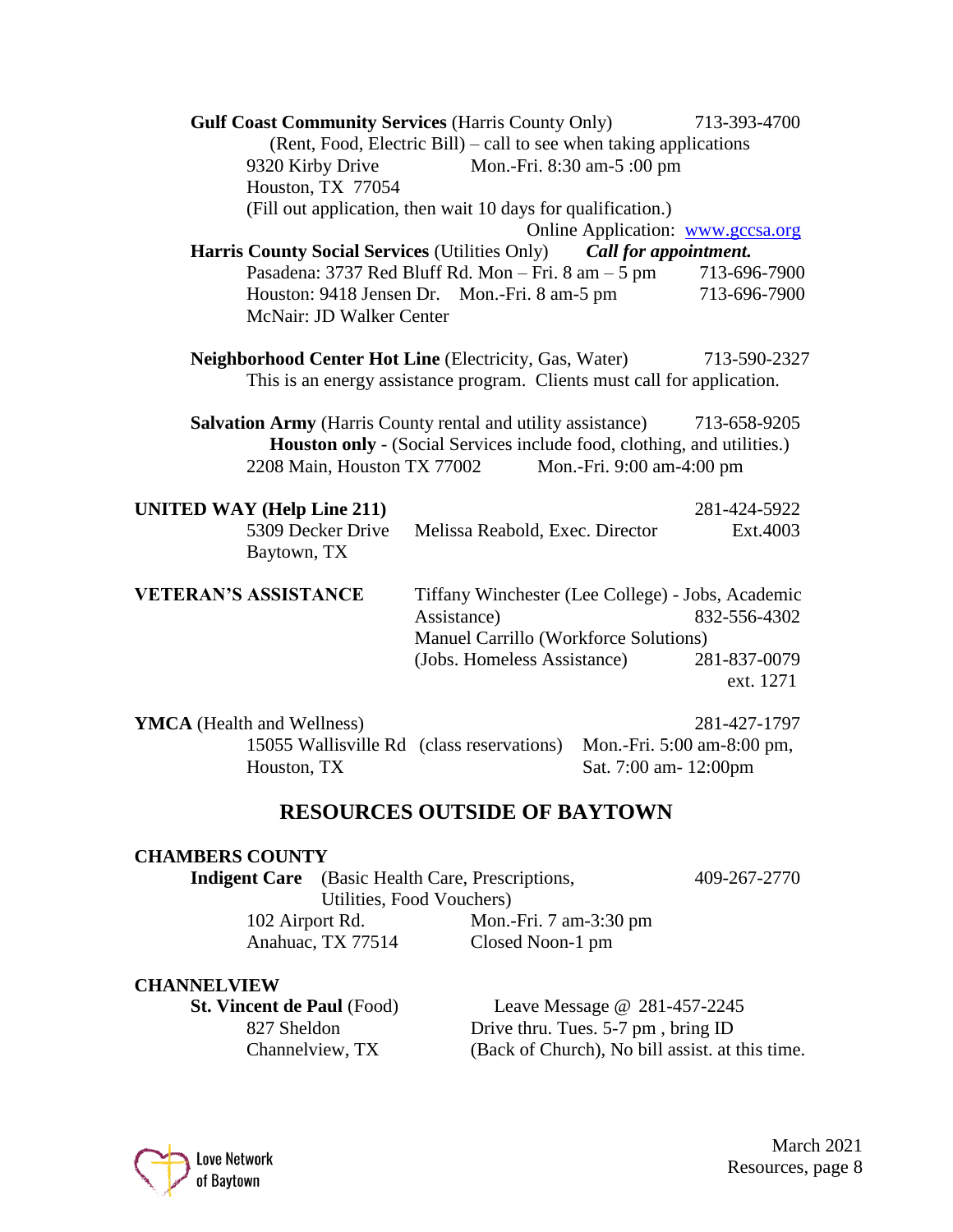**Gulf Coast Community Services** (Harris County Only) 713-393-4700
(Rent, Food, Electric Bill) – call to see when taking applications
9320 Kirby Drive Mon.-Fri. 8:30 am-5 :00 pm
Houston, TX 77054
(Fill out application, then wait 10 days for qualification.)
Online Application: www.gccsa.org

**Harris County Social Services** (Utilities Only) ***Call for appointment.***
Pasadena: 3737 Red Bluff Rd. Mon – Fri. 8 am – 5 pm 713-696-7900
Houston: 9418 Jensen Dr. Mon.-Fri. 8 am-5 pm 713-696-7900
McNair: JD Walker Center

**Neighborhood Center Hot Line** (Electricity, Gas, Water) 713-590-2327
This is an energy assistance program. Clients must call for application.

**Salvation Army** (Harris County rental and utility assistance) 713-658-9205
**Houston only** - (Social Services include food, clothing, and utilities.)
2208 Main, Houston TX 77002 Mon.-Fri. 9:00 am-4:00 pm

**UNITED WAY (Help Line 211)** 281-424-5922
5309 Decker Drive Melissa Reabold, Exec. Director Ext.4003
Baytown, TX

**VETERAN'S ASSISTANCE**
Tiffany Winchester (Lee College) - Jobs, Academic Assistance) 832-556-4302
Manuel Carrillo (Workforce Solutions) (Jobs. Homeless Assistance) 281-837-0079 ext. 1271

**YMCA** (Health and Wellness) 281-427-1797
15055 Wallisville Rd (class reservations) Mon.-Fri. 5:00 am-8:00 pm,
Houston, TX Sat. 7:00 am- 12:00pm

## RESOURCES OUTSIDE OF BAYTOWN

**CHAMBERS COUNTY**

**Indigent Care** (Basic Health Care, Prescriptions, Utilities, Food Vouchers) 409-267-2770
102 Airport Rd. Mon.-Fri. 7 am-3:30 pm
Anahuac, TX 77514 Closed Noon-1 pm

**CHANNELVIEW**

**St. Vincent de Paul** (Food) Leave Message @ 281-457-2245
827 Sheldon Drive thru. Tues. 5-7 pm , bring ID
Channelview, TX (Back of Church), No bill assist. at this time.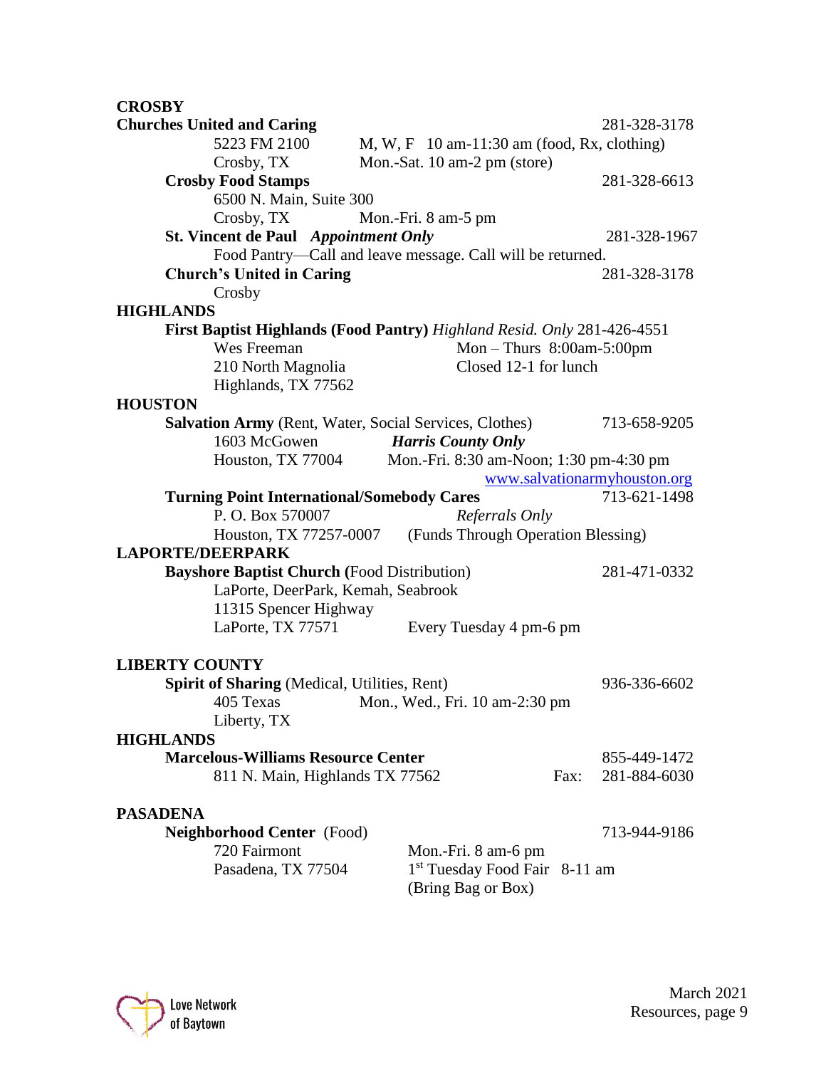**CROSBY**

**Churches United and Caring** 281-328-3178
5223 FM 2100 — M, W, F 10 am-11:30 am (food, Rx, clothing)
Crosby, TX — Mon.-Sat. 10 am-2 pm (store)

**Crosby Food Stamps** 281-328-6613
6500 N. Main, Suite 300
Crosby, TX — Mon.-Fri. 8 am-5 pm

**St. Vincent de Paul** ***Appointment Only*** 281-328-1967
Food Pantry—Call and leave message. Call will be returned.

**Church's United in Caring** 281-328-3178
Crosby

**HIGHLANDS**

**First Baptist Highlands (Food Pantry)** *Highland Resid. Only* 281-426-4551
Wes Freeman — Mon – Thurs 8:00am-5:00pm
210 North Magnolia — Closed 12-1 for lunch
Highlands, TX 77562

**HOUSTON**

**Salvation Army** (Rent, Water, Social Services, Clothes) 713-658-9205
1603 McGowen — ***Harris County Only***
Houston, TX 77004 — Mon.-Fri. 8:30 am-Noon; 1:30 pm-4:30 pm
www.salvationarmyhouston.org

**Turning Point International/Somebody Cares** 713-621-1498
P. O. Box 570007 — *Referrals Only*
Houston, TX 77257-0007 — (Funds Through Operation Blessing)

**LAPORTE/DEERPARK**

**Bayshore Baptist Church (**Food Distribution) 281-471-0332
LaPorte, DeerPark, Kemah, Seabrook
11315 Spencer Highway
LaPorte, TX 77571 — Every Tuesday 4 pm-6 pm

**LIBERTY COUNTY**

**Spirit of Sharing** (Medical, Utilities, Rent) 936-336-6602
405 Texas — Mon., Wed., Fri. 10 am-2:30 pm
Liberty, TX

**HIGHLANDS**

**Marcelous-Williams Resource Center** 855-449-1472
811 N. Main, Highlands TX 77562 — Fax: 281-884-6030

**PASADENA**

**Neighborhood Center** (Food) 713-944-9186
720 Fairmont — Mon.-Fri. 8 am-6 pm
Pasadena, TX 77504 — 1st Tuesday Food Fair 8-11 am
(Bring Bag or Box)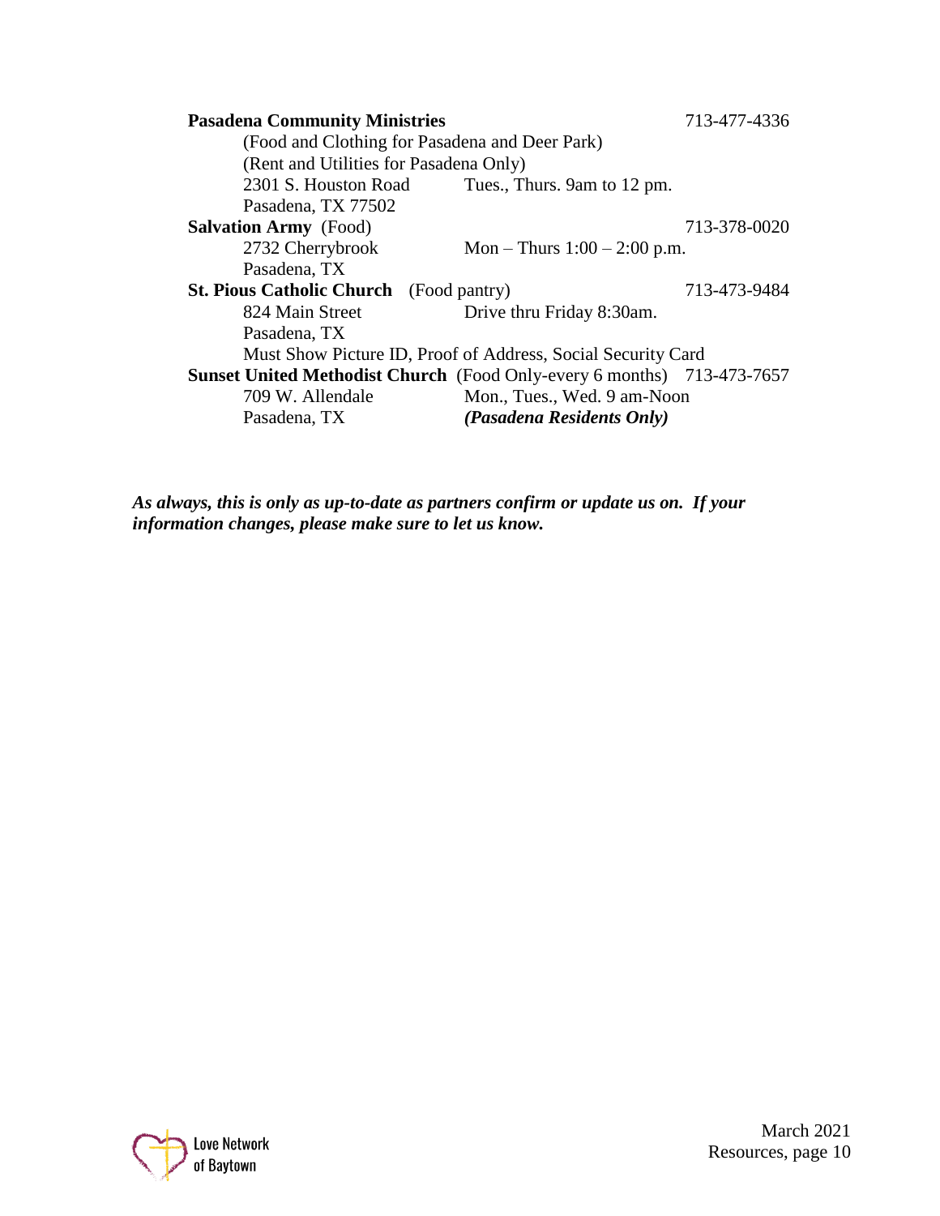**Pasadena Community Ministries** 713-477-4336
(Food and Clothing for Pasadena and Deer Park)
(Rent and Utilities for Pasadena Only)
2301 S. Houston Road Tues., Thurs. 9am to 12 pm.
Pasadena, TX 77502

**Salvation Army** (Food) 713-378-0020
2732 Cherrybrook Mon – Thurs 1:00 – 2:00 p.m.
Pasadena, TX

**St. Pious Catholic Church** (Food pantry) 713-473-9484
824 Main Street Drive thru Friday 8:30am.
Pasadena, TX
Must Show Picture ID, Proof of Address, Social Security Card

**Sunset United Methodist Church** (Food Only-every 6 months) 713-473-7657
709 W. Allendale Mon., Tues., Wed. 9 am-Noon
Pasadena, TX ***(Pasadena Residents Only)***

***As always, this is only as up-to-date as partners confirm or update us on. If your information changes, please make sure to let us know.***